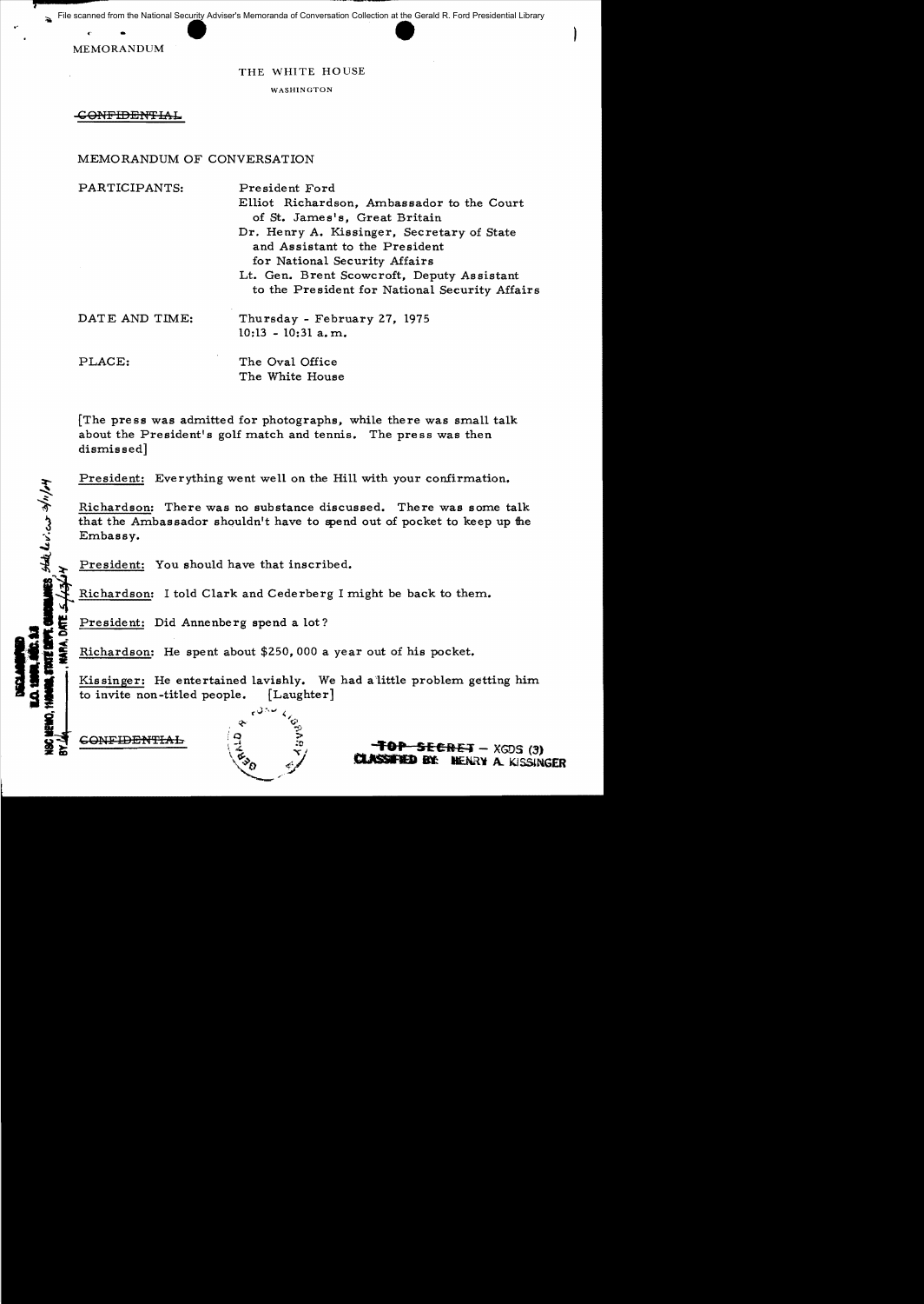MEMORANDUM

THE WHITE HOUSE

WASHINGTON

~~CONFIDENTIAL~~

MEMORANDUM OF CONVERSATION

PARTICIPANTS:

President Ford

Elliot Richardson, Ambassador to the Court of St. James's, Great Britain

Dr. Henry A. Kissinger, Secretary of State and Assistant to the President for National Security Affairs

Lt. Gen. Brent Scowcroft, Deputy Assistant to the President for National Security Affairs

DATE AND TIME:

Thursday - February 27, 1975
10:13 - 10:31 a.m.

PLACE:

The Oval Office
The White House

[The press was admitted for photographs, while there was small talk about the President's golf match and tennis. The press was then dismissed]

President: Everything went well on the Hill with your confirmation.

Richardson: There was no substance discussed. There was some talk that the Ambassador shouldn't have to spend out of pocket to keep up the Embassy.

President: You should have that inscribed.

Richardson: I told Clark and Cederberg I might be back to them.

President: Did Annenberg spend a lot?

Richardson: He spent about $250,000 a year out of his pocket.

Kissinger: He entertained lavishly. We had a little problem getting him to invite non-titled people. [Laughter]

~~CONFIDENTIAL~~

~~TOP SECRET~~ – XGDS (3)
CLASSIFIED BY: HENRY A. KISSINGER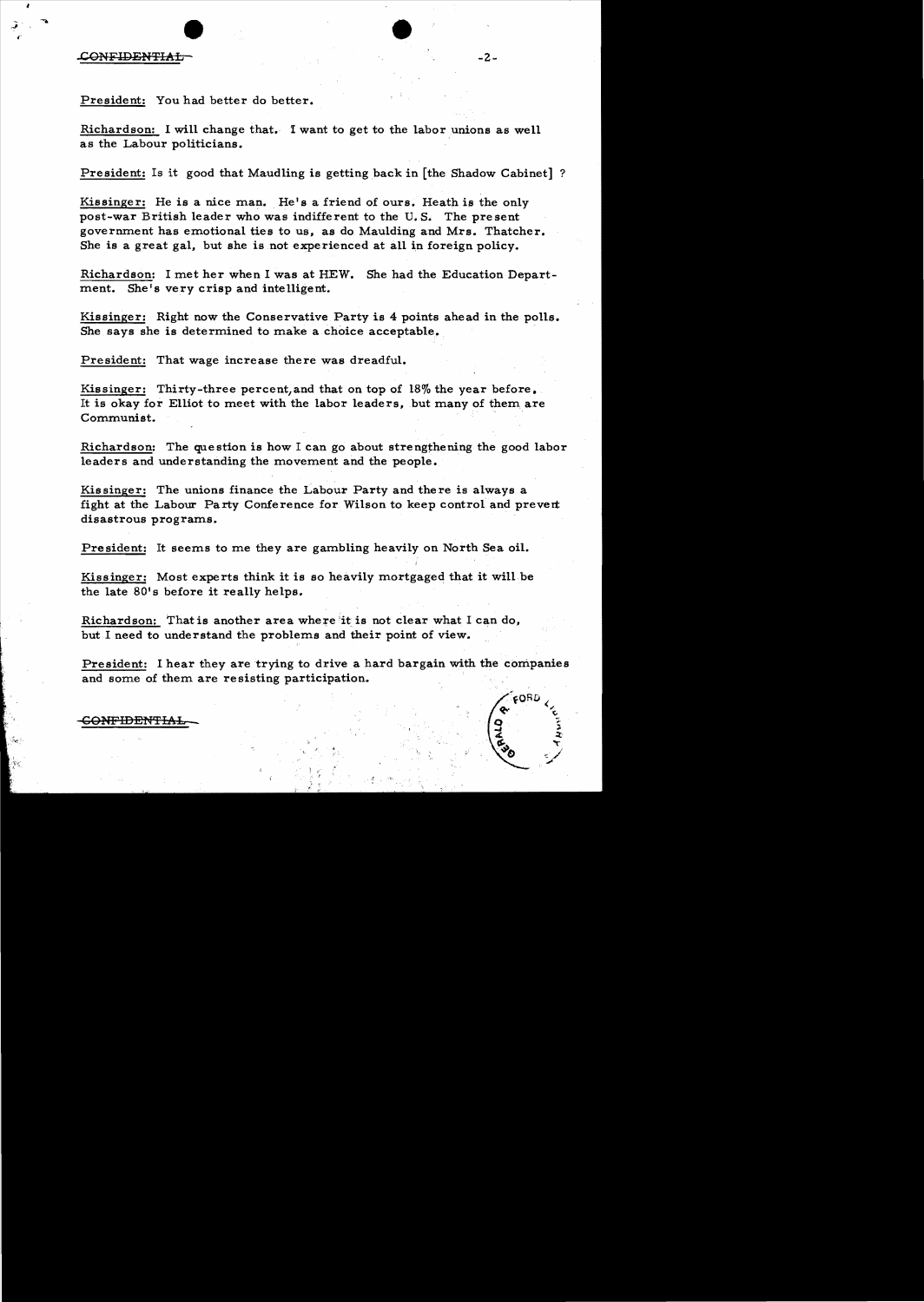President: You had better do better.

Richardson: I will change that. I want to get to the labor unions as well as the Labour politicians.

President: Is it good that Maudling is getting back in [the Shadow Cabinet] ?

Kissinger: He is a nice man. He's a friend of ours. Heath is the only post-war British leader who was indifferent to the U.S. The present government has emotional ties to us, as do Maulding and Mrs. Thatcher. She is a great gal, but she is not experienced at all in foreign policy.

Richardson: I met her when I was at HEW. She had the Education Department. She's very crisp and intelligent.

Kissinger: Right now the Conservative Party is 4 points ahead in the polls. She says she is determined to make a choice acceptable.

President: That wage increase there was dreadful.

Kissinger: Thirty-three percent, and that on top of 18% the year before. It is okay for Elliot to meet with the labor leaders, but many of them are Communist.

Richardson: The question is how I can go about strengthening the good labor leaders and understanding the movement and the people.

Kissinger: The unions finance the Labour Party and there is always a fight at the Labour Party Conference for Wilson to keep control and prevent disastrous programs.

President: It seems to me they are gambling heavily on North Sea oil.

Kissinger: Most experts think it is so heavily mortgaged that it will be the late 80's before it really helps.

Richardson: That is another area where it is not clear what I can do, but I need to understand the problems and their point of view.

President: I hear they are trying to drive a hard bargain with the companies and some of them are resisting participation.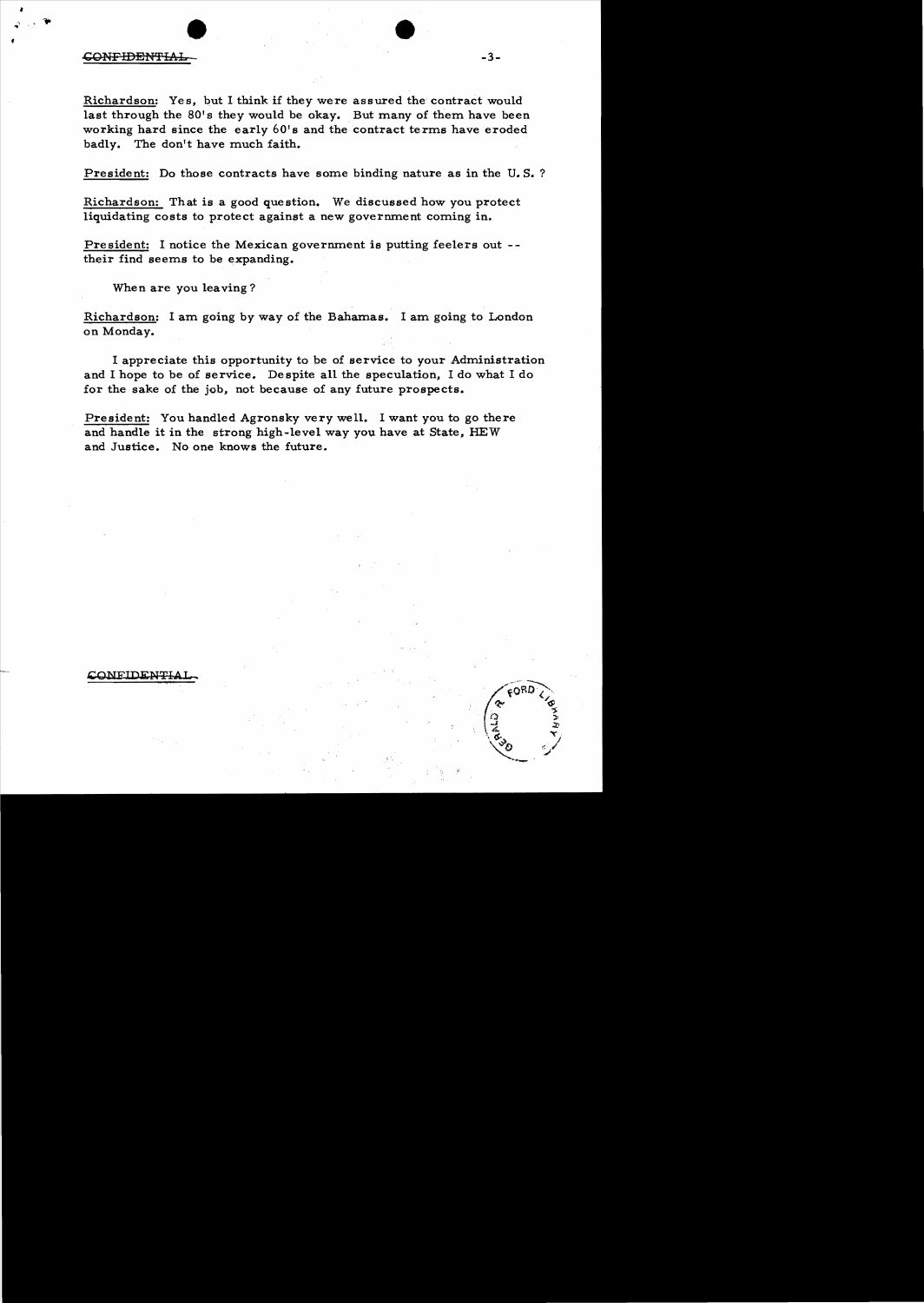Richardson: Yes, but I think if they were assured the contract would last through the 80's they would be okay. But many of them have been working hard since the early 60's and the contract terms have eroded badly. The don't have much faith.

President: Do those contracts have some binding nature as in the U. S. ?

Richardson: That is a good question. We discussed how you protect liquidating costs to protect against a new government coming in.

President: I notice the Mexican government is putting feelers out -- their find seems to be expanding.

When are you leaving?

Richardson: I am going by way of the Bahamas. I am going to London on Monday.

I appreciate this opportunity to be of service to your Administration and I hope to be of service. Despite all the speculation, I do what I do for the sake of the job, not because of any future prospects.

President: You handled Agronsky very well. I want you to go there and handle it in the strong high-level way you have at State, HEW and Justice. No one knows the future.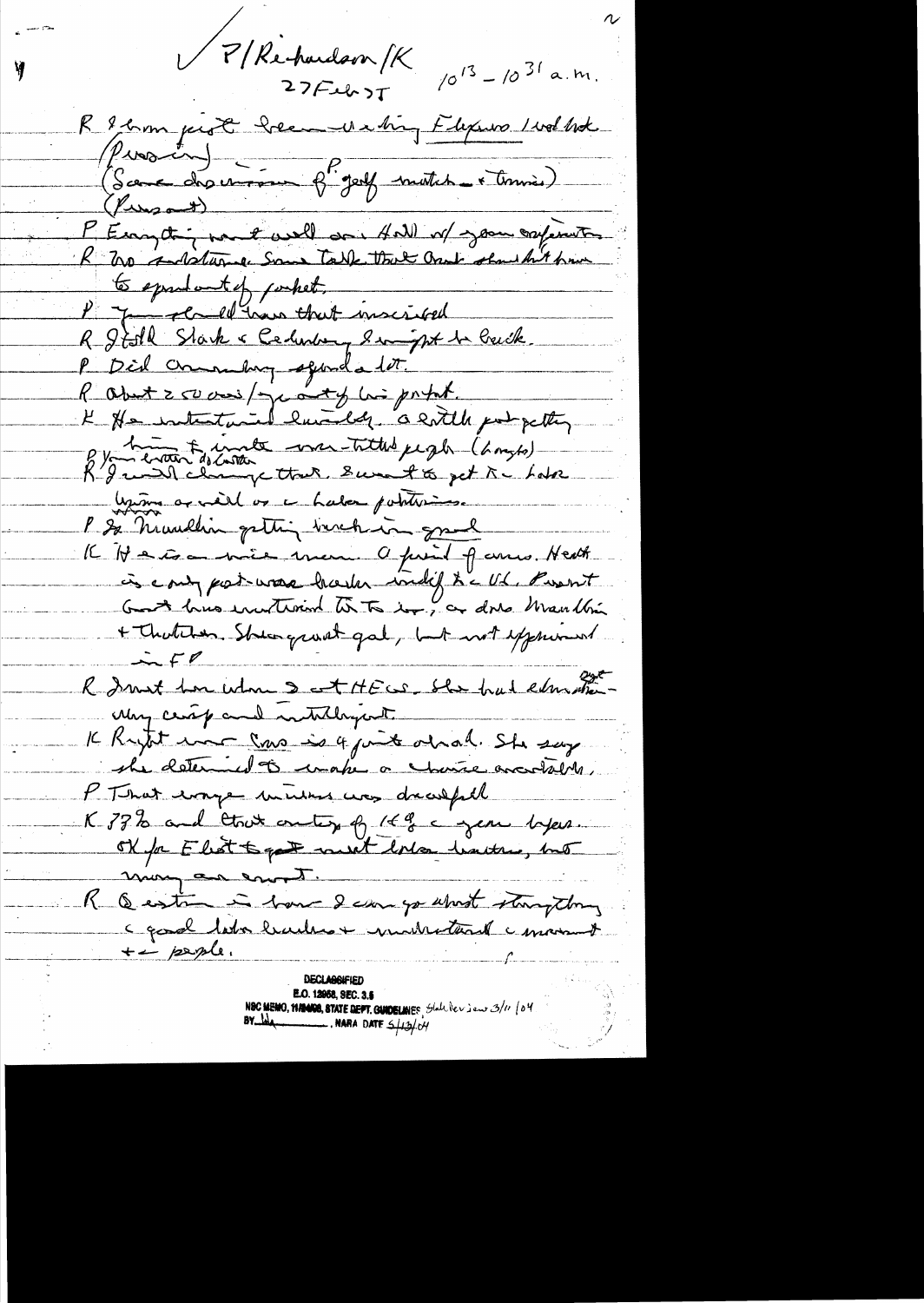✓ P/Richardson/K 27 Feb 75 10[13] – 10[31] a.m.

R I have just been visiting Florida. I went to [illegible]

(Press in)

(Some discussion of golf match – tennis)

(Press out)

P Everything went well on Hill w/ your confirmation

R No substance. Some talk that Ord should not have to spend out of pocket.

P You could have that inscribed

R I told Stark & Cederberg I might be back.

P Did Ormsby spend a lot.

R About 2500 a year out of his pocket.

K He entertained lavishly. A little put petty

P You ought to invite [illegible] (laughs)

R I will change that. I want to get to know Labor [illegible] as well as a Labor [illegible].

P Is Maudling getting back in good

K He is a nice man. A friend of ours. Heath is only post-war leader [illegible] to the U.K. Event [illegible] has [illegible] [illegible] [illegible] [illegible] [illegible] Maudling + Thatcher. She is great gal, but not [illegible] in FP

R I met her when I at HEW. She had education. Very crisp and intelligent.

K Right wing Cons is 4 point ahead. She says she determined to make a choice available.

P That wage increase was dreadful

K 37% and that on top of 16% a year before. OK for Eliot to get [illegible] Labor leaders, but many are [illegible].

R Question is how I can go about strengthening a good labor leaders + understand a movement + the people.

DECLASSIFIED
E.O. 12958, SEC. 3.5
NSC MEMO, 11/24/98, STATE DEPT. GUIDELINES State Dev. [illegible] 3/11/04
BY [illegible], NARA DATE 5/13/04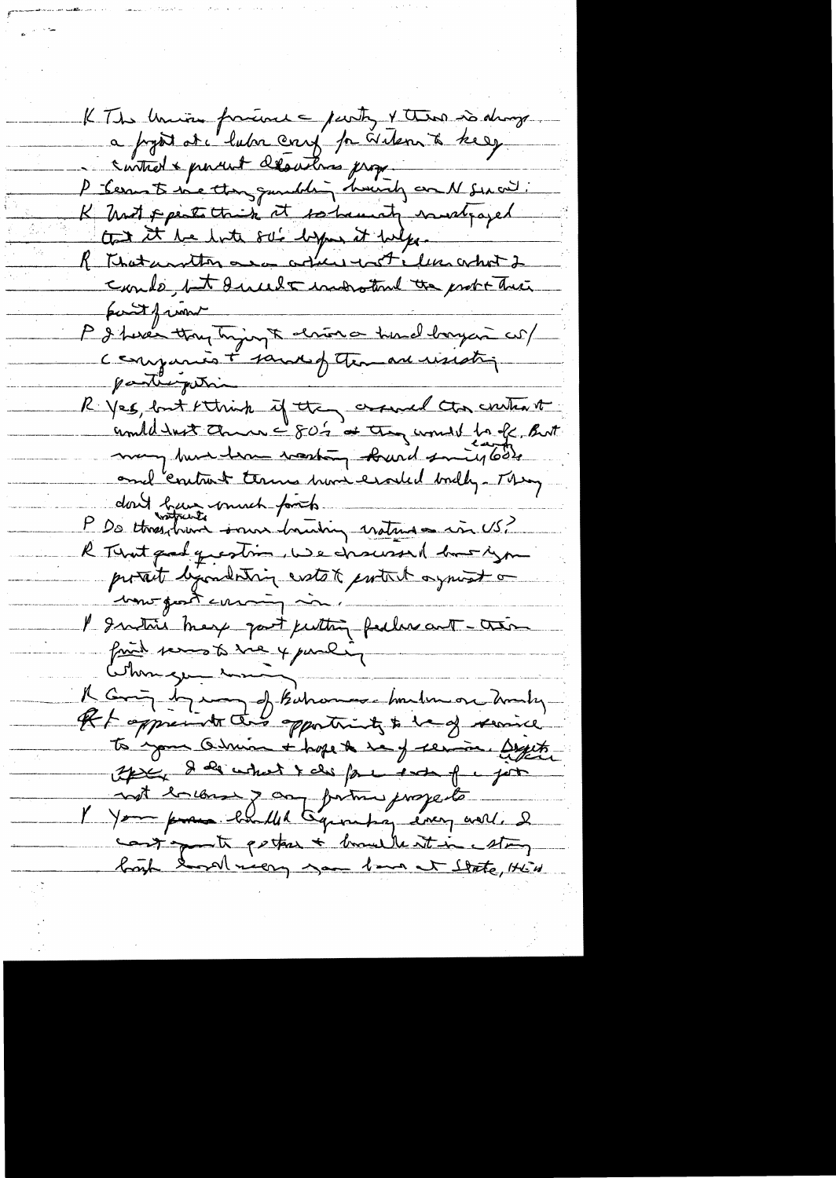K The Union financial party + there is always a fight at the labor conf for Watson to keep control + prevent disastrous prop.

P Seems to me they gambling heavily on N Sea oil.

K Most experts think it so heavily mortgaged that it be late 80's before it helps.

R That another area where I'm not clear what I could, but I could understand the prob + their point of view.

P I hear they trying to arrive a hard bargain w/ companies + some of them are resisting participation.

R Yes, but I think if they assured the contract would last thru the 80's + they would be ok. But many have been resisting hard since early 60's and contract terms have eroded badly. They don't have much profit.

P Do these [?] some [?] national [?] investments in US?

R That good question. We discussed how you protect by [?] estate + protect against a new govt coming in.

P Instinct may [?] putting feelers out – their first reason to be + pursuing.

When you arriving

R Going by way of Bahamas – London on Monday. R + appreciate this opportunity to be of service to your Admin + hope to be of service. Despite [?] I do what I can for [?] of a job not because of any future prospects.

P Your performance [?] everything every well. I can't quite [?] + [?] it in a story both [?] very [?] at State, HEW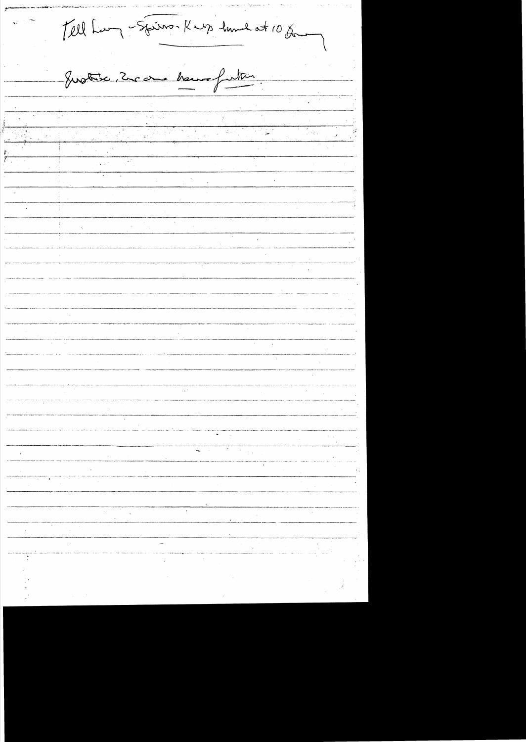Tell Larry - Spiro-Kemp lunch at 10 Jimmy

Justice, Luce - heavy future.